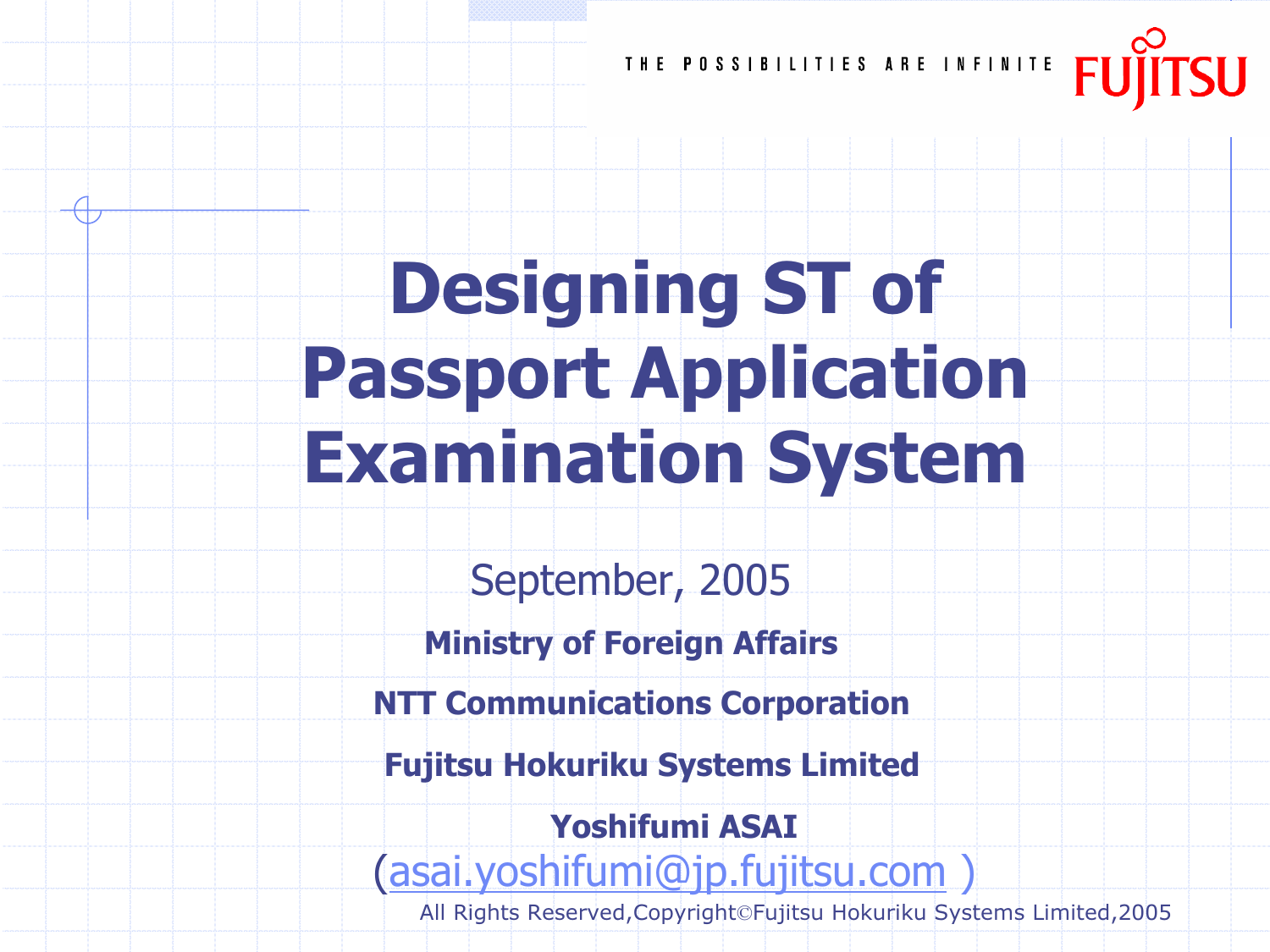THE POSSIBILITIES ARE INFINITE FUJITSU

# Designing ST of Passport Application Examination System

September, 2005

**Ministry of Foreign Affairs**

**NTT Communications Corporation**

**Fujitsu Hokuriku Systems Limited**

**Yoshifumi ASAI**

(asai.yoshifumi@jp.fujitsu.com )

All Rights Reserved,Copyright©Fujitsu Hokuriku Systems Limited,2005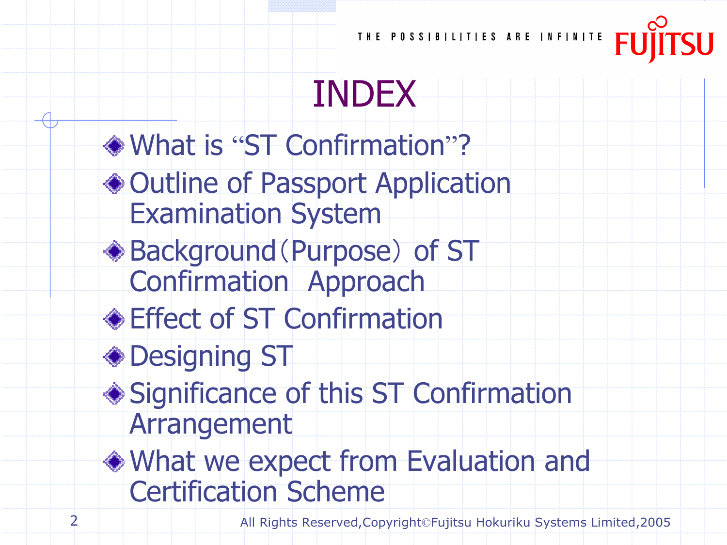# INDEX

- What is “ST Confirmation”?
- Outline of Passport Application Examination System
- Background（Purpose） of ST Confirmation  Approach
- Effect of ST Confirmation
- Designing ST
- Significance of this ST Confirmation Arrangement
- What we expect from Evaluation and Certification Scheme

All Rights Reserved,Copyright©Fujitsu Hokuriku Systems Limited,2005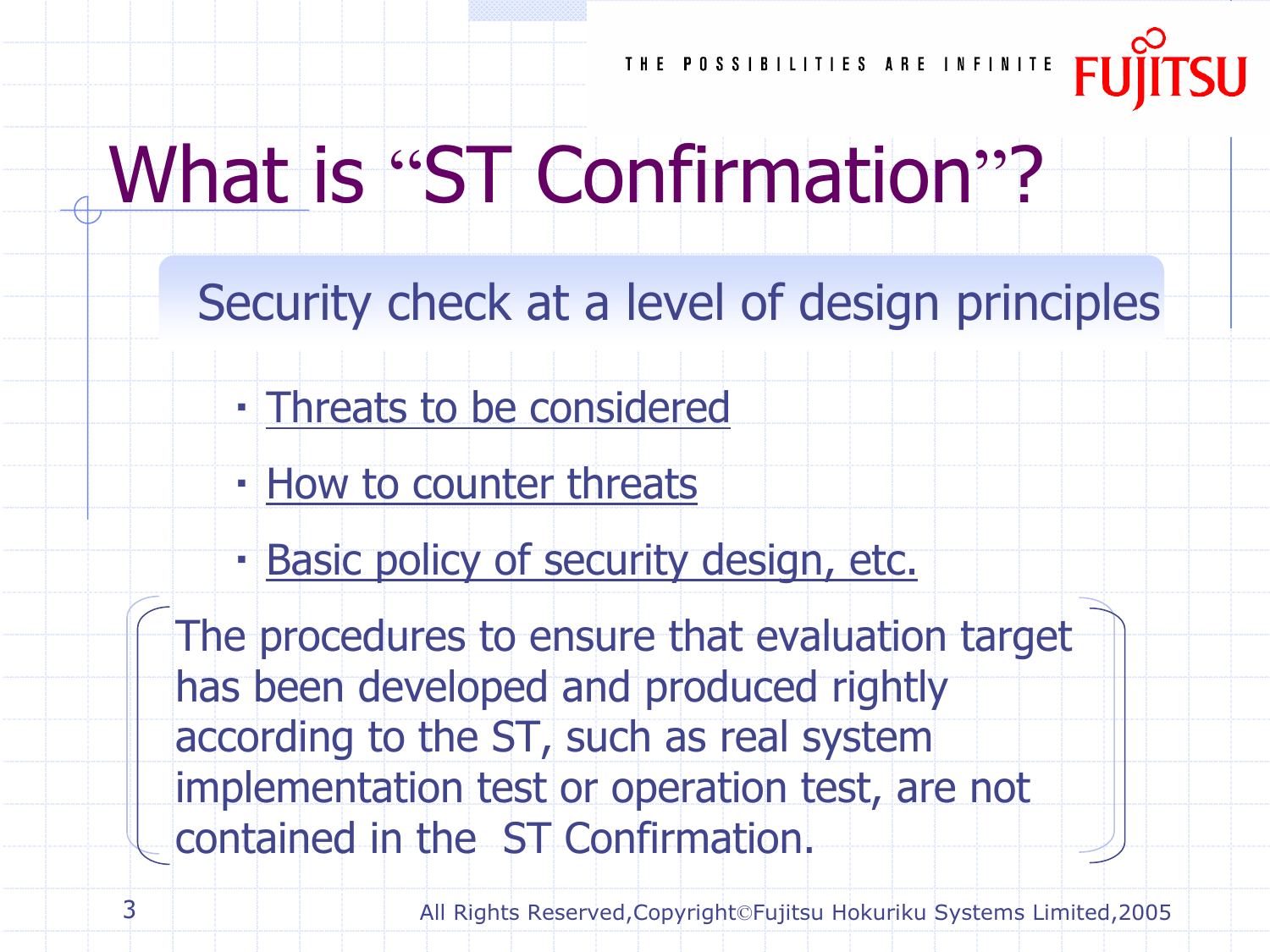# What is "ST Confirmation"?

## Security check at a level of design principles

- Threats to be considered
- How to counter threats
- Basic policy of security design, etc.

(The procedures to ensure that evaluation target has been developed and produced rightly according to the ST, such as real system implementation test or operation test, are not contained in the ST Confirmation.)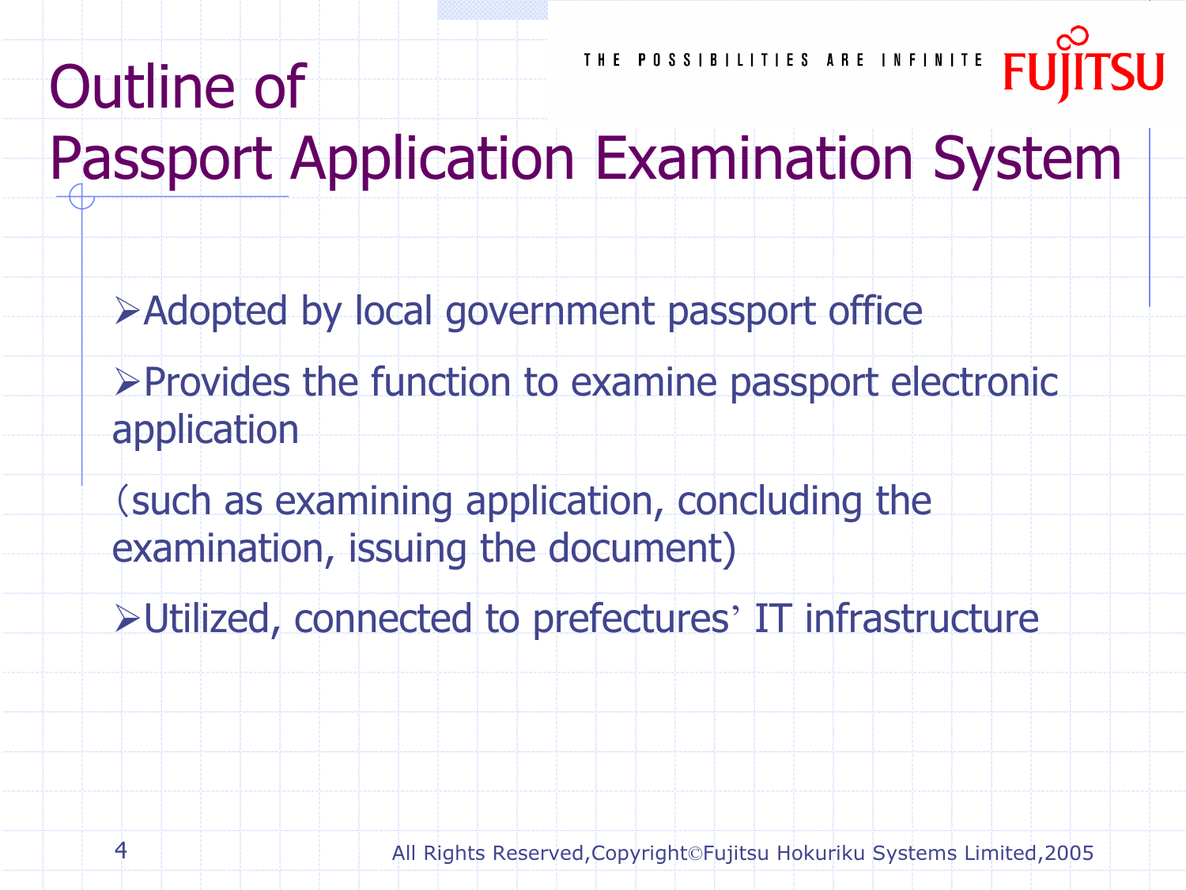# Outline of Passport Application Examination System

- Adopted by local government passport office
- Provides the function to examine passport electronic application

  (such as examining application, concluding the examination, issuing the document)
- Utilized, connected to prefectures' IT infrastructure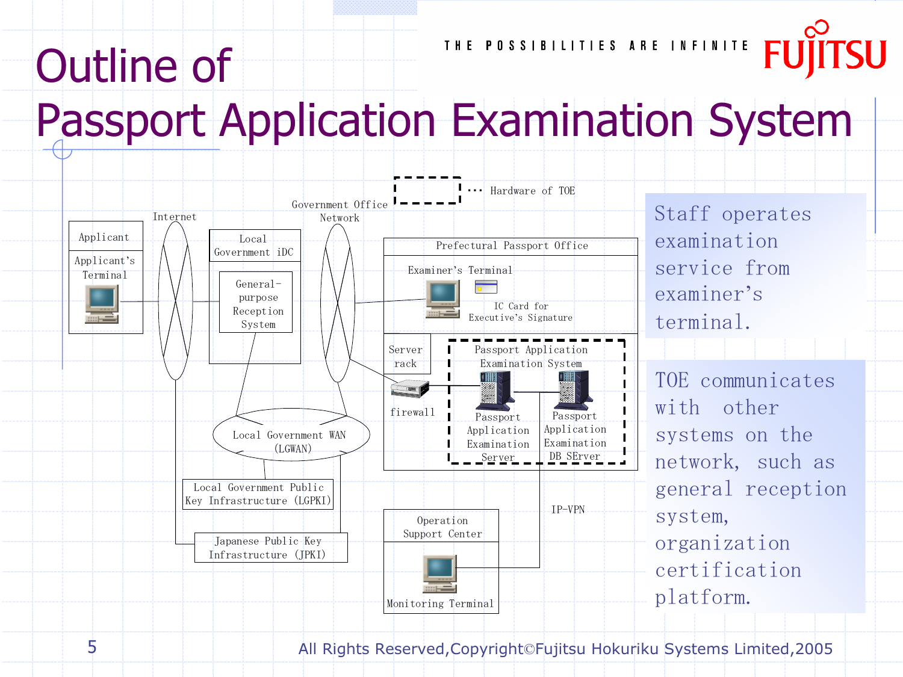# Outline of Passport Application Examination System

Hardware of TOE

Applicant

Applicant's Terminal

Internet

Local Government iDC

General-purpose Reception System

Government Office Network

Prefectural Passport Office

Examiner's Terminal

IC Card for Executive's Signature

Server rack

firewall

Passport Application Examination System

Passport Application Examination Server

Passport Application Examination DB SErver

Local Government WAN (LGWAN)

Local Government Public Key Infrastructure (LGPKI)

Japanese Public Key Infrastructure (JPKI)

IP-VPN

Operation Support Center

Monitoring Terminal

Staff operates examination service from examiner's terminal.

TOE communicates with other systems on the network, such as general reception system, organization certification platform.

All Rights Reserved,Copyright©Fujitsu Hokuriku Systems Limited,2005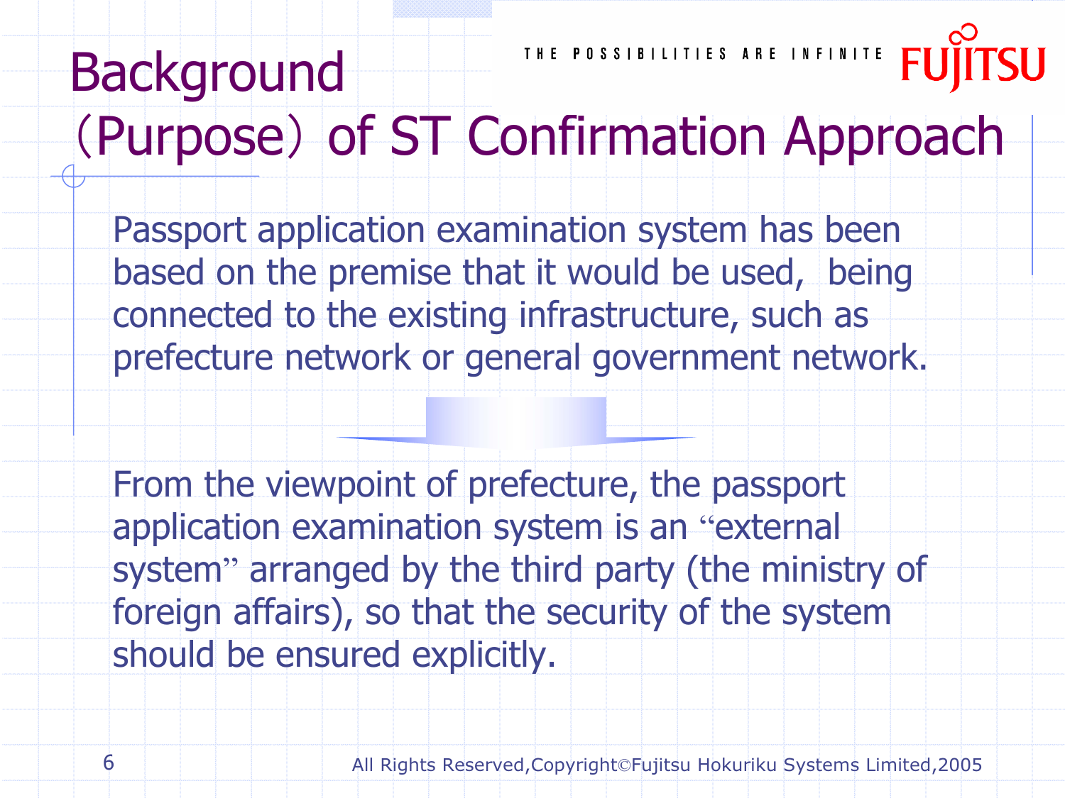# Background (Purpose) of ST Confirmation Approach

Passport application examination system has been based on the premise that it would be used, being connected to the existing infrastructure, such as prefecture network or general government network.

From the viewpoint of prefecture, the passport application examination system is an "external system" arranged by the third party (the ministry of foreign affairs), so that the security of the system should be ensured explicitly.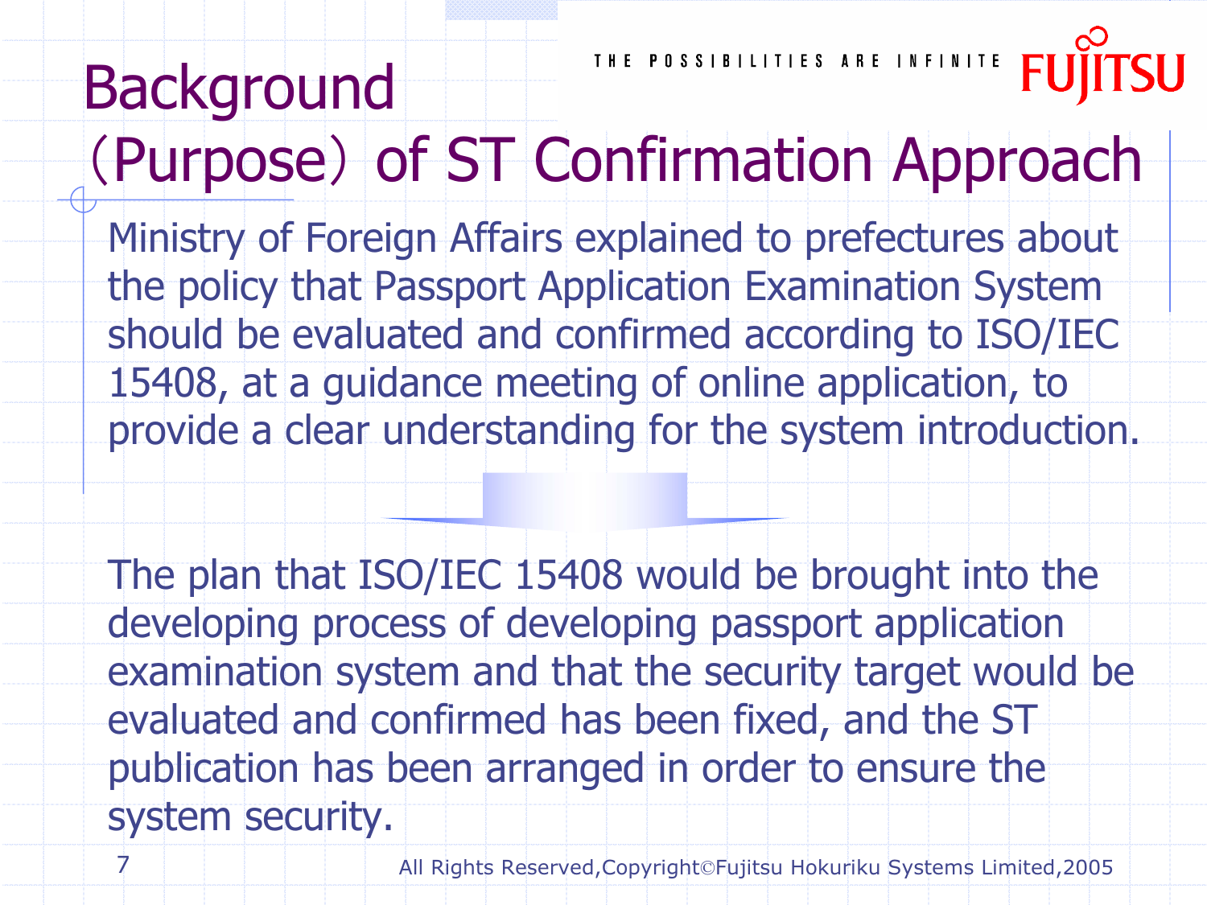# Background (Purpose) of ST Confirmation Approach

Ministry of Foreign Affairs explained to prefectures about the policy that Passport Application Examination System should be evaluated and confirmed according to ISO/IEC 15408, at a guidance meeting of online application, to provide a clear understanding for the system introduction.

The plan that ISO/IEC 15408 would be brought into the developing process of developing passport application examination system and that the security target would be evaluated and confirmed has been fixed, and the ST publication has been arranged in order to ensure the system security.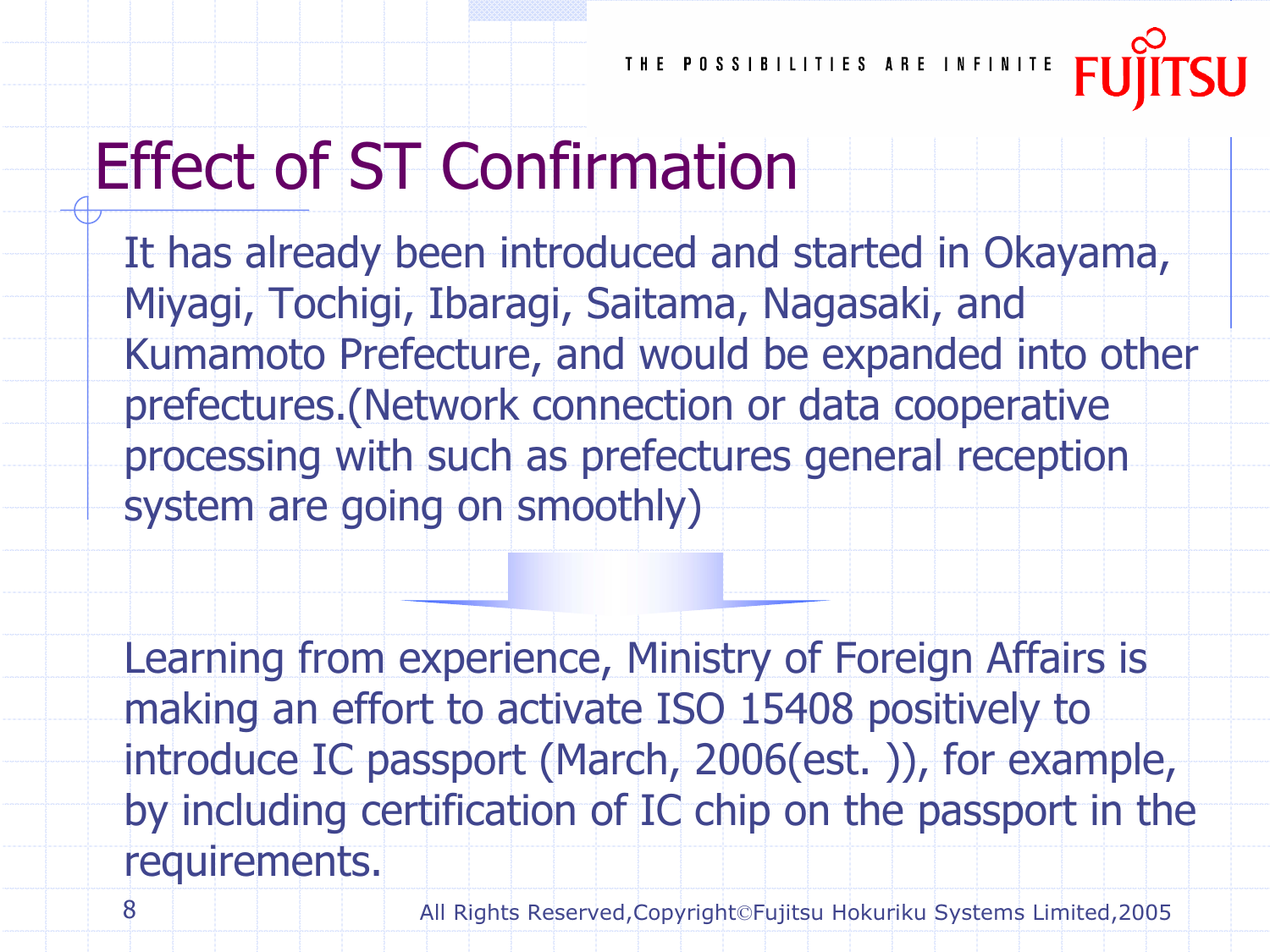# Effect of ST Confirmation

It has already been introduced and started in Okayama, Miyagi, Tochigi, Ibaragi, Saitama, Nagasaki, and Kumamoto Prefecture, and would be expanded into other prefectures.(Network connection or data cooperative processing with such as prefectures general reception system are going on smoothly)

Learning from experience, Ministry of Foreign Affairs is making an effort to activate ISO 15408 positively to introduce IC passport (March, 2006(est. )), for example, by including certification of IC chip on the passport in the requirements.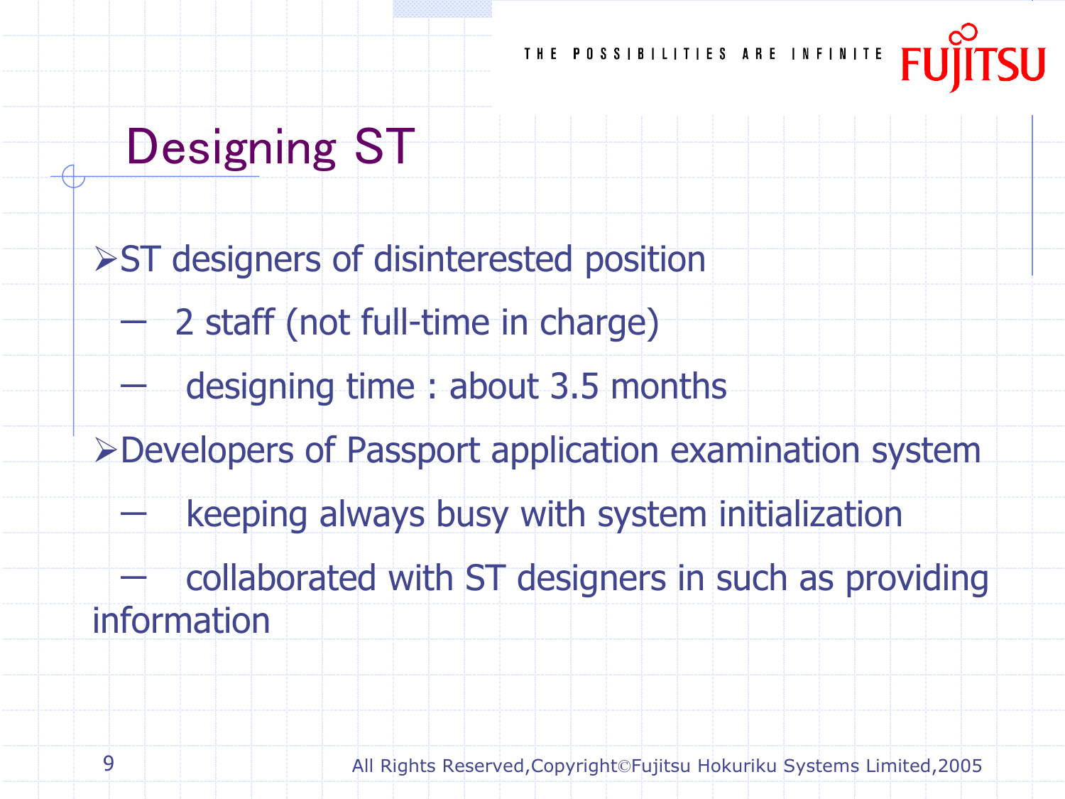# Designing ST

- ST designers of disinterested position
  - 2 staff (not full-time in charge)
  - designing time : about 3.5 months
- Developers of Passport application examination system
  - keeping always busy with system initialization
  - collaborated with ST designers in such as providing information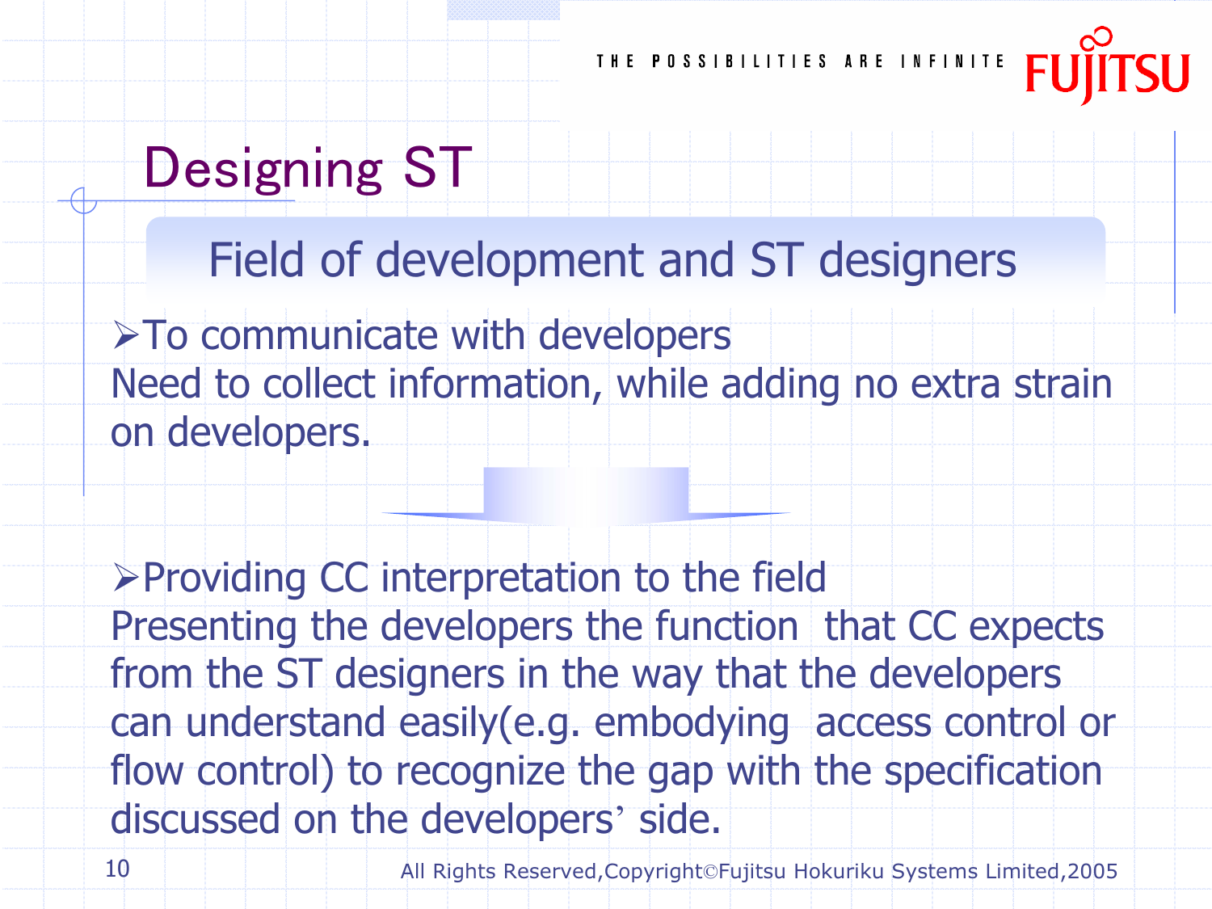# Designing ST

## Field of development and ST designers

- To communicate with developers

Need to collect information, while adding no extra strain on developers.

- Providing CC interpretation to the field

Presenting the developers the function that CC expects from the ST designers in the way that the developers can understand easily(e.g. embodying access control or flow control) to recognize the gap with the specification discussed on the developers' side.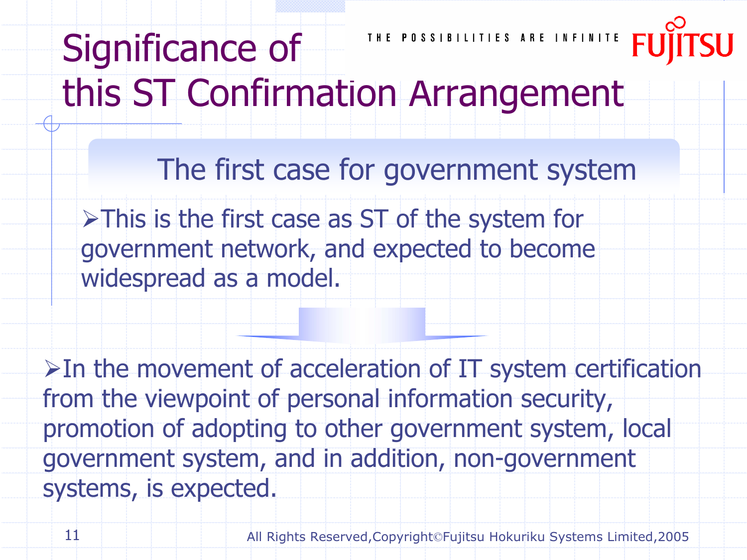# Significance of this ST Confirmation Arrangement

## The first case for government system

- This is the first case as ST of the system for government network, and expected to become widespread as a model.

- In the movement of acceleration of IT system certification from the viewpoint of personal information security, promotion of adopting to other government system, local government system, and in addition, non-government systems, is expected.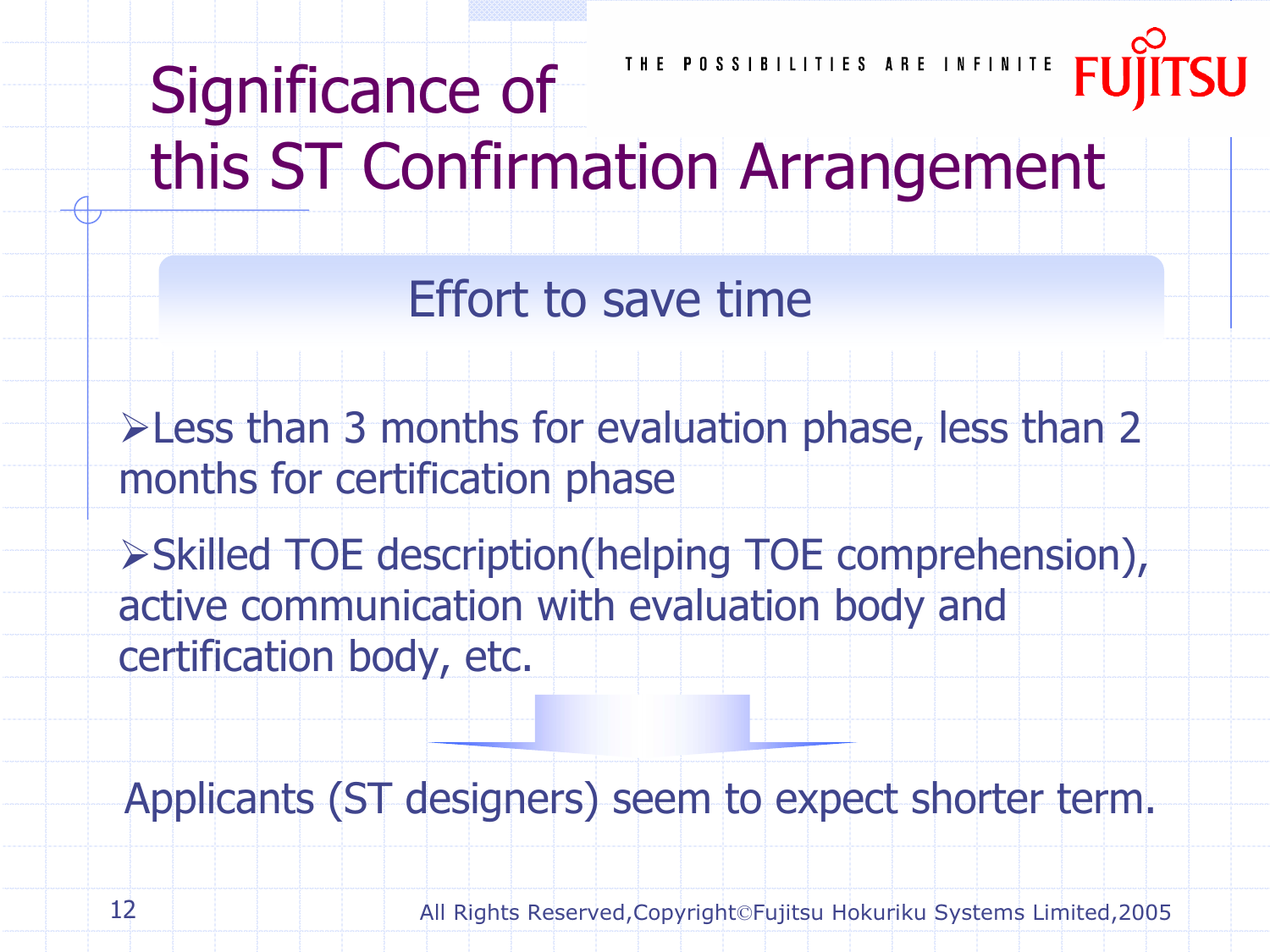# Significance of this ST Confirmation Arrangement

## Effort to save time

- Less than 3 months for evaluation phase, less than 2 months for certification phase
- Skilled TOE description(helping TOE comprehension), active communication with evaluation body and certification body, etc.

Applicants (ST designers) seem to expect shorter term.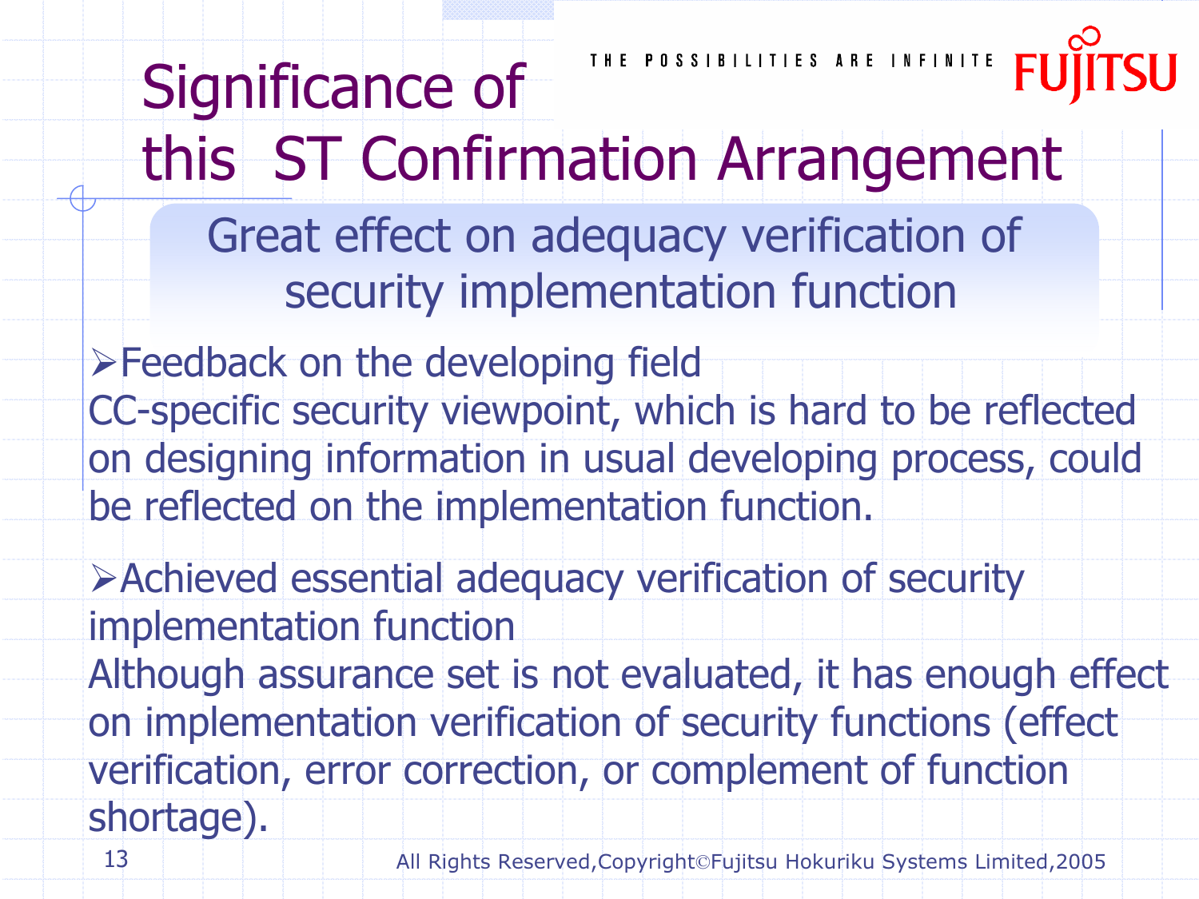# Significance of this ST Confirmation Arrangement

## Great effect on adequacy verification of security implementation function

- Feedback on the developing field

CC-specific security viewpoint, which is hard to be reflected on designing information in usual developing process, could be reflected on the implementation function.

- Achieved essential adequacy verification of security implementation function

Although assurance set is not evaluated, it has enough effect on implementation verification of security functions (effect verification, error correction, or complement of function shortage).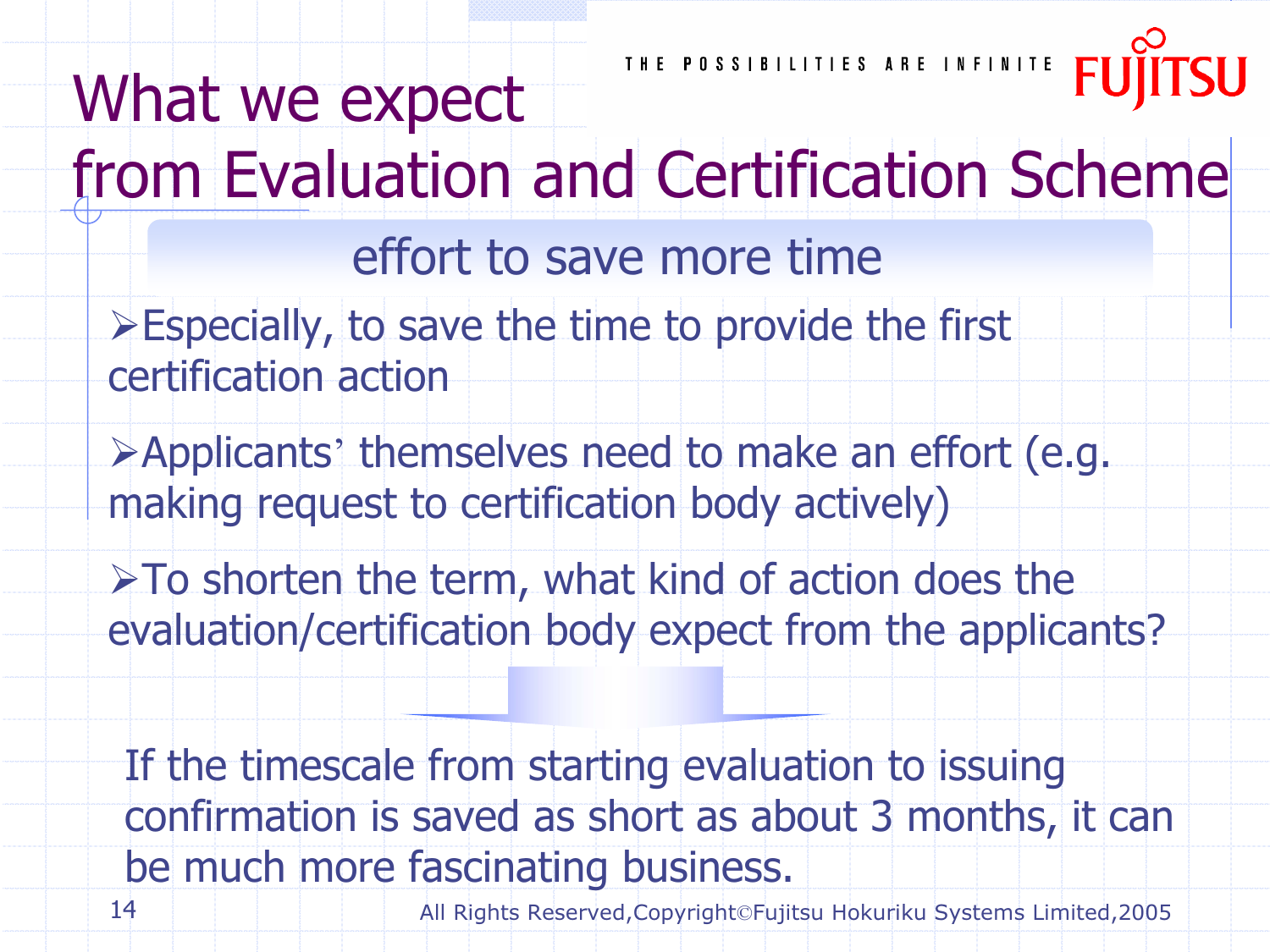# What we expect from Evaluation and Certification Scheme

## effort to save more time

- Especially, to save the time to provide the first certification action
- Applicants' themselves need to make an effort (e.g. making request to certification body actively)
- To shorten the term, what kind of action does the evaluation/certification body expect from the applicants?

If the timescale from starting evaluation to issuing confirmation is saved as short as about 3 months, it can be much more fascinating business.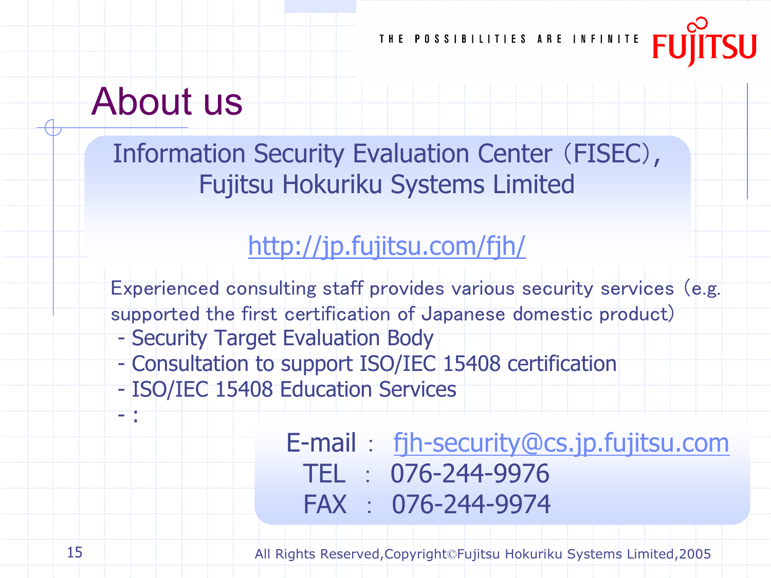# About us

Information Security Evaluation Center (FISEC), Fujitsu Hokuriku Systems Limited

http://jp.fujitsu.com/fjh/

Experienced consulting staff provides various security services (e.g. supported the first certification of Japanese domestic product)

- Security Target Evaluation Body
- Consultation to support ISO/IEC 15408 certification
- ISO/IEC 15408 Education Services
- :

E-mail : fjh-security@cs.jp.fujitsu.com
TEL : 076-244-9976
FAX : 076-244-9974

All Rights Reserved,Copyright©Fujitsu Hokuriku Systems Limited,2005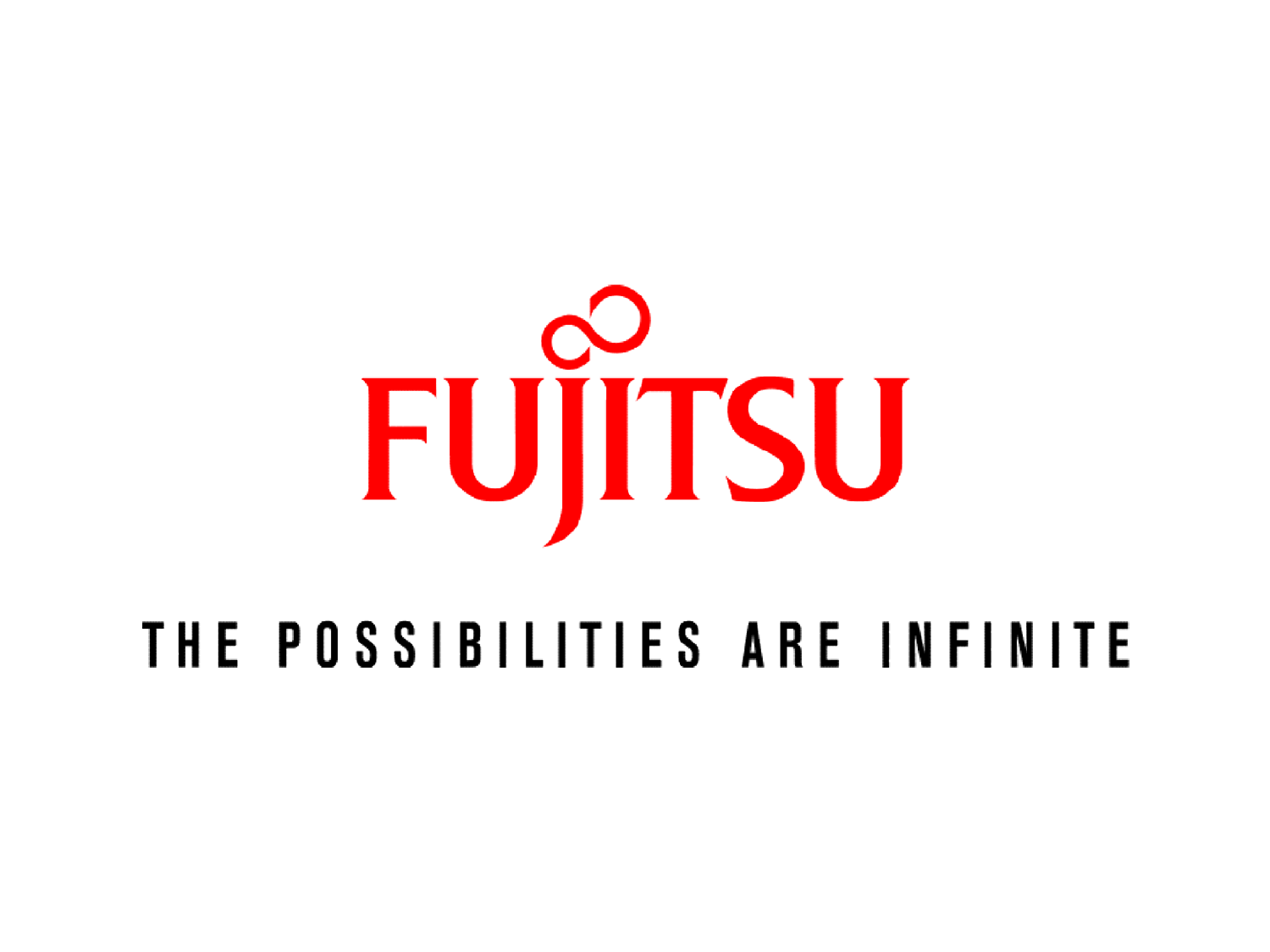FUJITSU

THE POSSIBILITIES ARE INFINITE